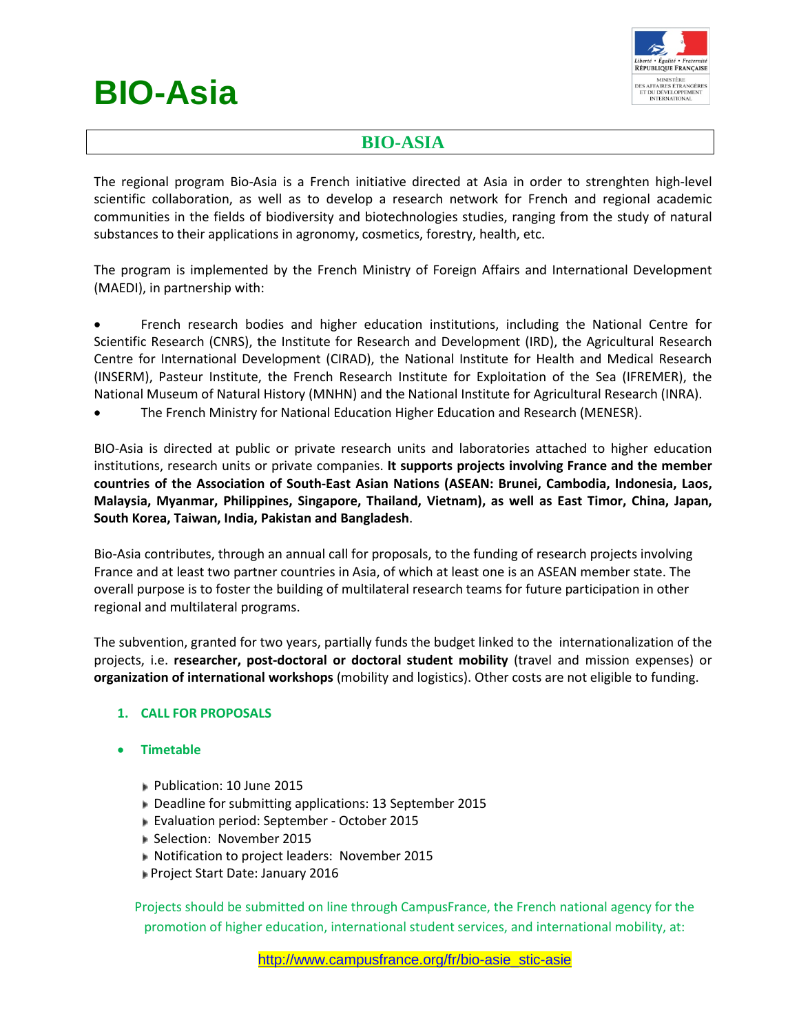# BIO-Asia

## BIO-ASIA

The regional program Bio-Asia is a French initiative directed at Asia in order to strenghten high-level scientific collaboration, as well as to develop a research network for French and regional academic communities in the fields of biodiversity and biotechnologies studies, ranging from the study of natural substances to their applications in agronomy, cosmetics, forestry, health, etc.

The program is implemented by the French Ministry of Foreign Affairs and International Development (MAEDI), in partnership with:

- French research bodies and higher education institutions, including the National Centre for Scientific Research (CNRS), the Institute for Research and Development (IRD), the Agricultural Research Centre for International Development (CIRAD), the National Institute for Health and Medical Research (INSERM), Pasteur Institute, the French Research Institute for Exploitation of the Sea (IFREMER), the National Museum of Natural History (MNHN) and the National Institute for Agricultural Research (INRA).
- The French Ministry for National Education Higher Education and Research (MENESR).

BIO-Asia is directed at public or private research units and laboratories attached to higher education institutions, research units or private companies. **It supports projects involving France and the member countries of the Association of South-East Asian Nations (ASEAN: Brunei, Cambodia, Indonesia, Laos, Malaysia, Myanmar, Philippines, Singapore, Thailand, Vietnam), as well as East Timor, China, Japan, South Korea, Taiwan, India, Pakistan and Bangladesh**.

Bio-Asia contributes, through an annual call for proposals, to the funding of research projects involving France and at least two partner countries in Asia, of which at least one is an ASEAN member state. The overall purpose is to foster the building of multilateral research teams for future participation in other regional and multilateral programs.

The subvention, granted for two years, partially funds the budget linked to the internationalization of the projects, i.e. **researcher, post-doctoral or doctoral student mobility** (travel and mission expenses) or **organization of international workshops** (mobility and logistics). Other costs are not eligible to funding.

### 1. CALL FOR PROPOSALS

- **Timetable**
  - Publication: 10 June 2015
  - Deadline for submitting applications: 13 September 2015
  - Evaluation period: September - October 2015
  - Selection: November 2015
  - Notification to project leaders: November 2015
  - Project Start Date: January 2016

Projects should be submitted on line through CampusFrance, the French national agency for the promotion of higher education, international student services, and international mobility, at:

http://www.campusfrance.org/fr/bio-asie_stic-asie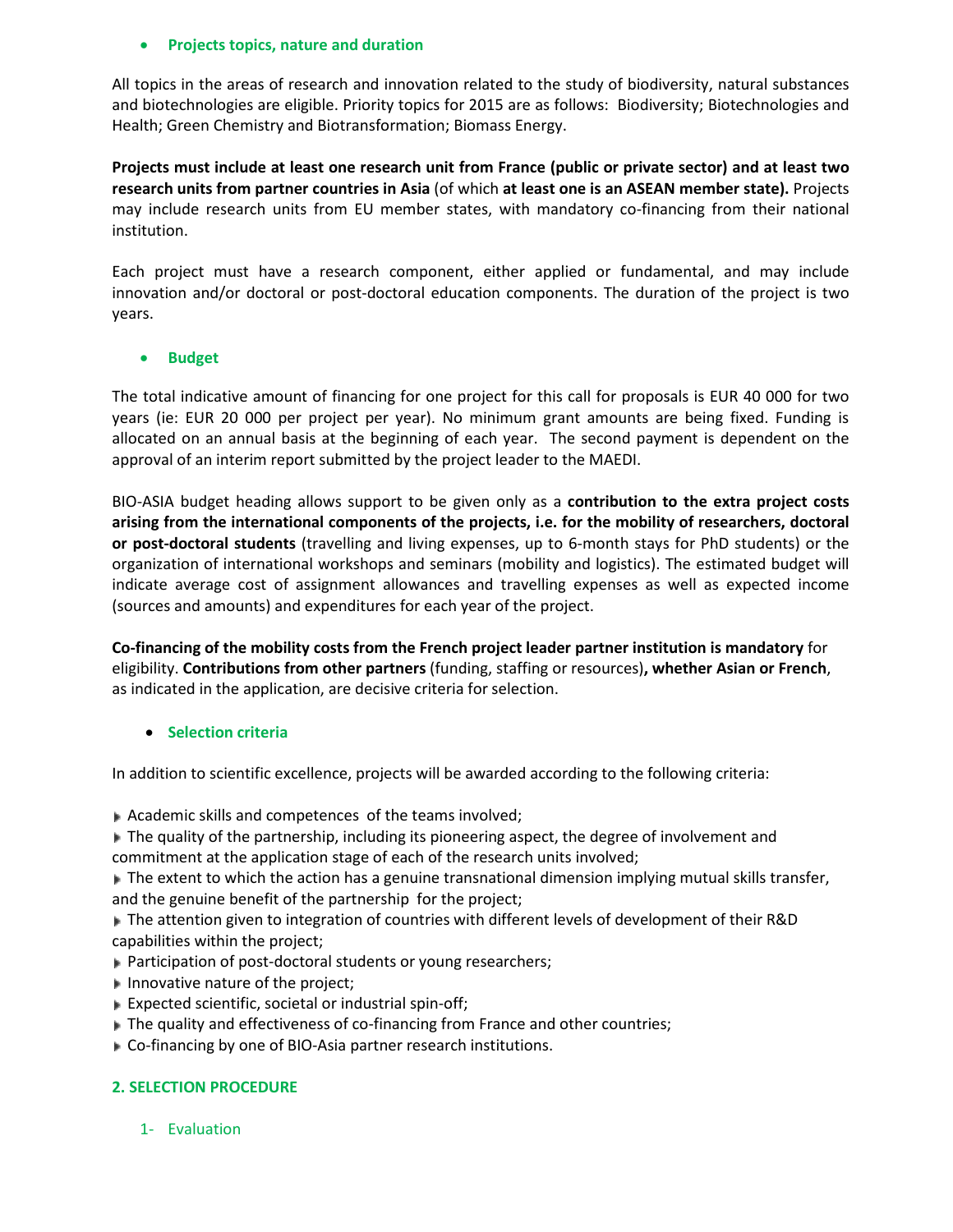- **Projects topics, nature and duration**

All topics in the areas of research and innovation related to the study of biodiversity, natural substances and biotechnologies are eligible. Priority topics for 2015 are as follows: Biodiversity; Biotechnologies and Health; Green Chemistry and Biotransformation; Biomass Energy.

**Projects must include at least one research unit from France (public or private sector) and at least two research units from partner countries in Asia** (of which **at least one is an ASEAN member state).** Projects may include research units from EU member states, with mandatory co-financing from their national institution.

Each project must have a research component, either applied or fundamental, and may include innovation and/or doctoral or post-doctoral education components. The duration of the project is two years.

- **Budget**

The total indicative amount of financing for one project for this call for proposals is EUR 40 000 for two years (ie: EUR 20 000 per project per year). No minimum grant amounts are being fixed. Funding is allocated on an annual basis at the beginning of each year. The second payment is dependent on the approval of an interim report submitted by the project leader to the MAEDI.

BIO-ASIA budget heading allows support to be given only as a **contribution to the extra project costs arising from the international components of the projects, i.e. for the mobility of researchers, doctoral or post-doctoral students** (travelling and living expenses, up to 6-month stays for PhD students) or the organization of international workshops and seminars (mobility and logistics). The estimated budget will indicate average cost of assignment allowances and travelling expenses as well as expected income (sources and amounts) and expenditures for each year of the project.

**Co-financing of the mobility costs from the French project leader partner institution is mandatory** for eligibility. **Contributions from other partners** (funding, staffing or resources)**, whether Asian or French**, as indicated in the application, are decisive criteria for selection.

- **Selection criteria**

In addition to scientific excellence, projects will be awarded according to the following criteria:

- Academic skills and competences of the teams involved;
- The quality of the partnership, including its pioneering aspect, the degree of involvement and commitment at the application stage of each of the research units involved;
- The extent to which the action has a genuine transnational dimension implying mutual skills transfer, and the genuine benefit of the partnership for the project;
- The attention given to integration of countries with different levels of development of their R&D capabilities within the project;
- Participation of post-doctoral students or young researchers;
- Innovative nature of the project;
- Expected scientific, societal or industrial spin-off;
- The quality and effectiveness of co-financing from France and other countries;
- Co-financing by one of BIO-Asia partner research institutions.

## 2. SELECTION PROCEDURE

1- Evaluation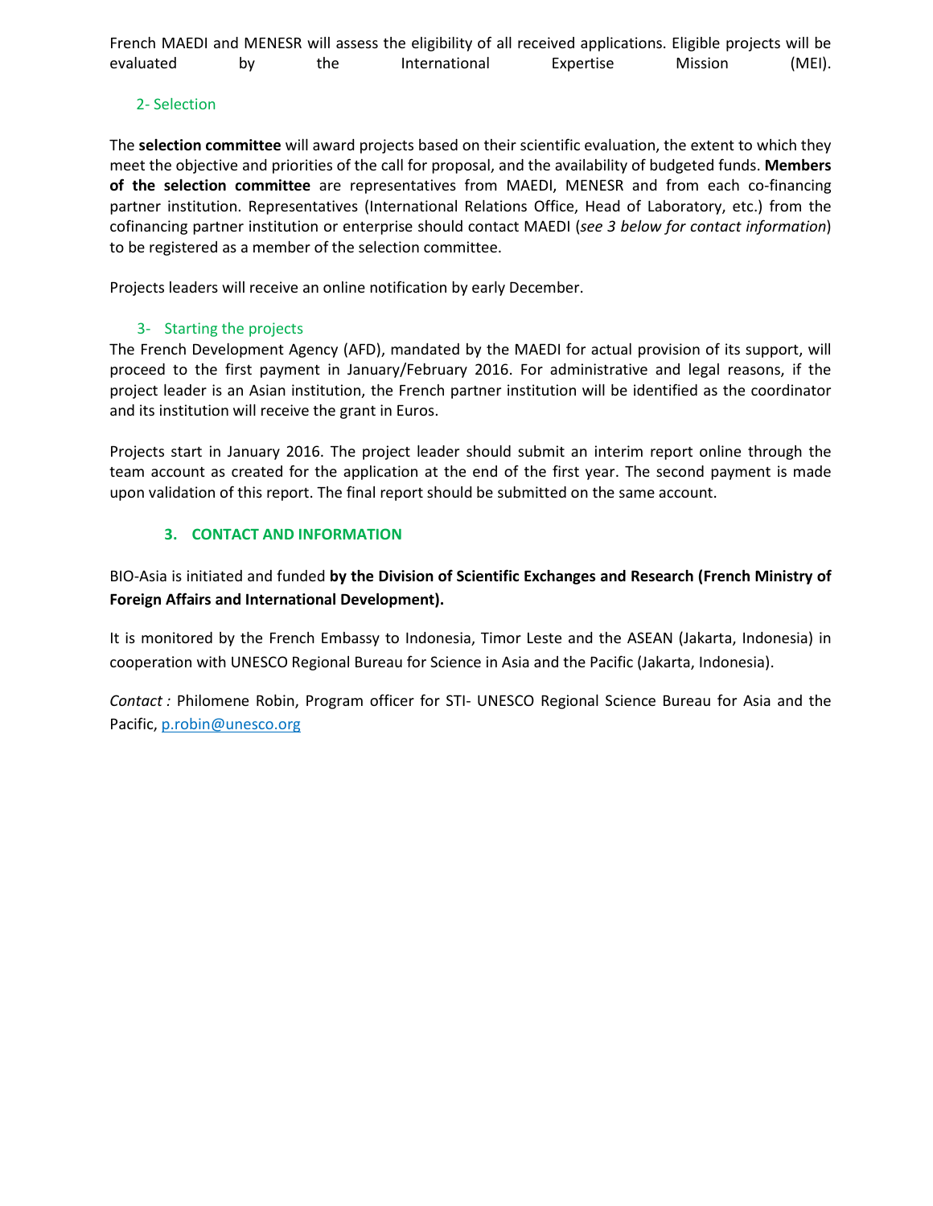French MAEDI and MENESR will assess the eligibility of all received applications. Eligible projects will be evaluated by the International Expertise Mission (MEI).

### 2- Selection

The **selection committee** will award projects based on their scientific evaluation, the extent to which they meet the objective and priorities of the call for proposal, and the availability of budgeted funds. **Members of the selection committee** are representatives from MAEDI, MENESR and from each co-financing partner institution. Representatives (International Relations Office, Head of Laboratory, etc.) from the cofinancing partner institution or enterprise should contact MAEDI (*see 3 below for contact information*) to be registered as a member of the selection committee.

Projects leaders will receive an online notification by early December.

### 3- Starting the projects

The French Development Agency (AFD), mandated by the MAEDI for actual provision of its support, will proceed to the first payment in January/February 2016. For administrative and legal reasons, if the project leader is an Asian institution, the French partner institution will be identified as the coordinator and its institution will receive the grant in Euros.

Projects start in January 2016. The project leader should submit an interim report online through the team account as created for the application at the end of the first year. The second payment is made upon validation of this report. The final report should be submitted on the same account.

## 3. CONTACT AND INFORMATION

BIO-Asia is initiated and funded **by the Division of Scientific Exchanges and Research (French Ministry of Foreign Affairs and International Development).**

It is monitored by the French Embassy to Indonesia, Timor Leste and the ASEAN (Jakarta, Indonesia) in cooperation with UNESCO Regional Bureau for Science in Asia and the Pacific (Jakarta, Indonesia).

*Contact :* Philomene Robin, Program officer for STI- UNESCO Regional Science Bureau for Asia and the Pacific, p.robin@unesco.org